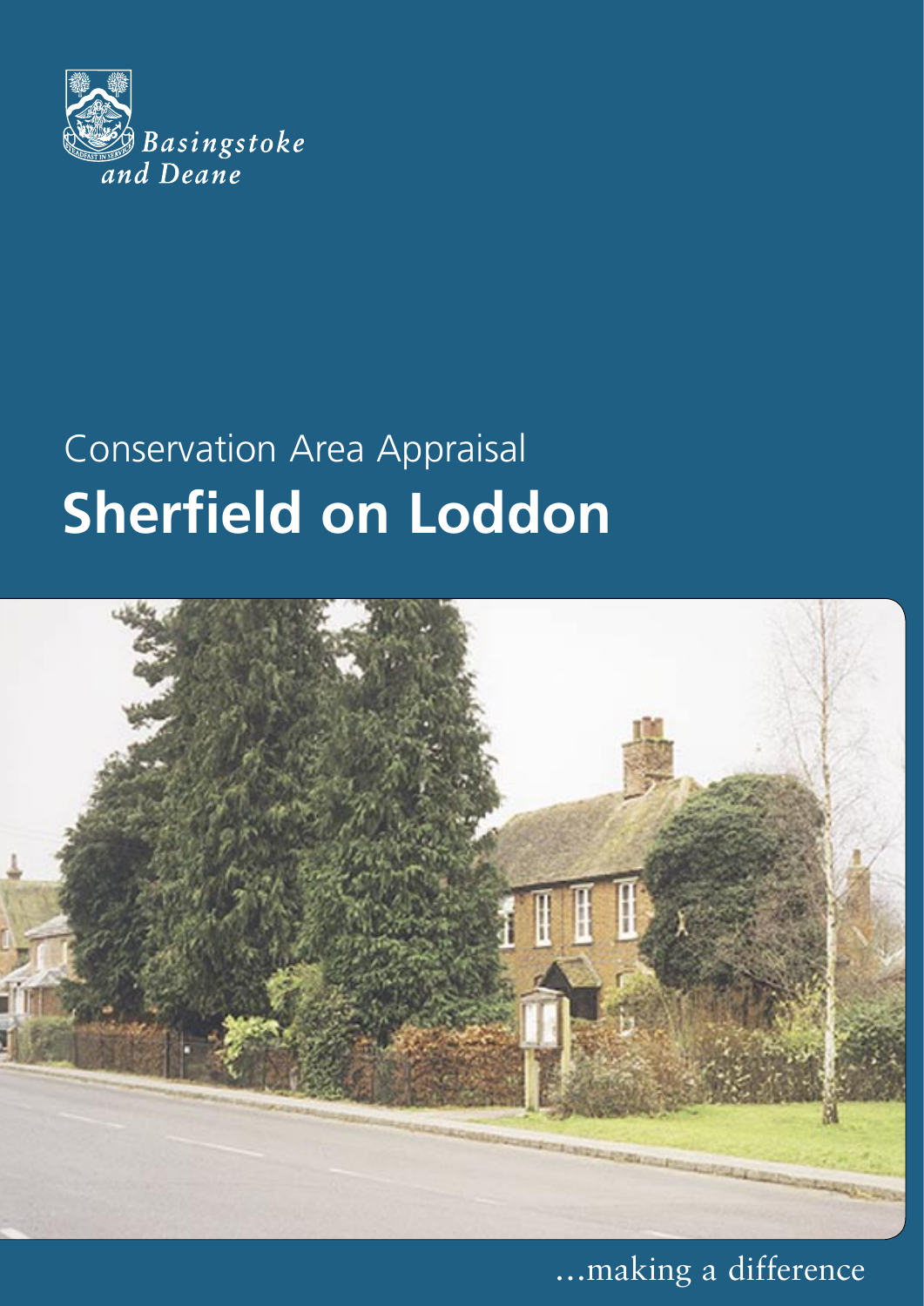Basingstoke and Deane

Conservation Area Appraisal

# Sherfield on Loddon

...making a difference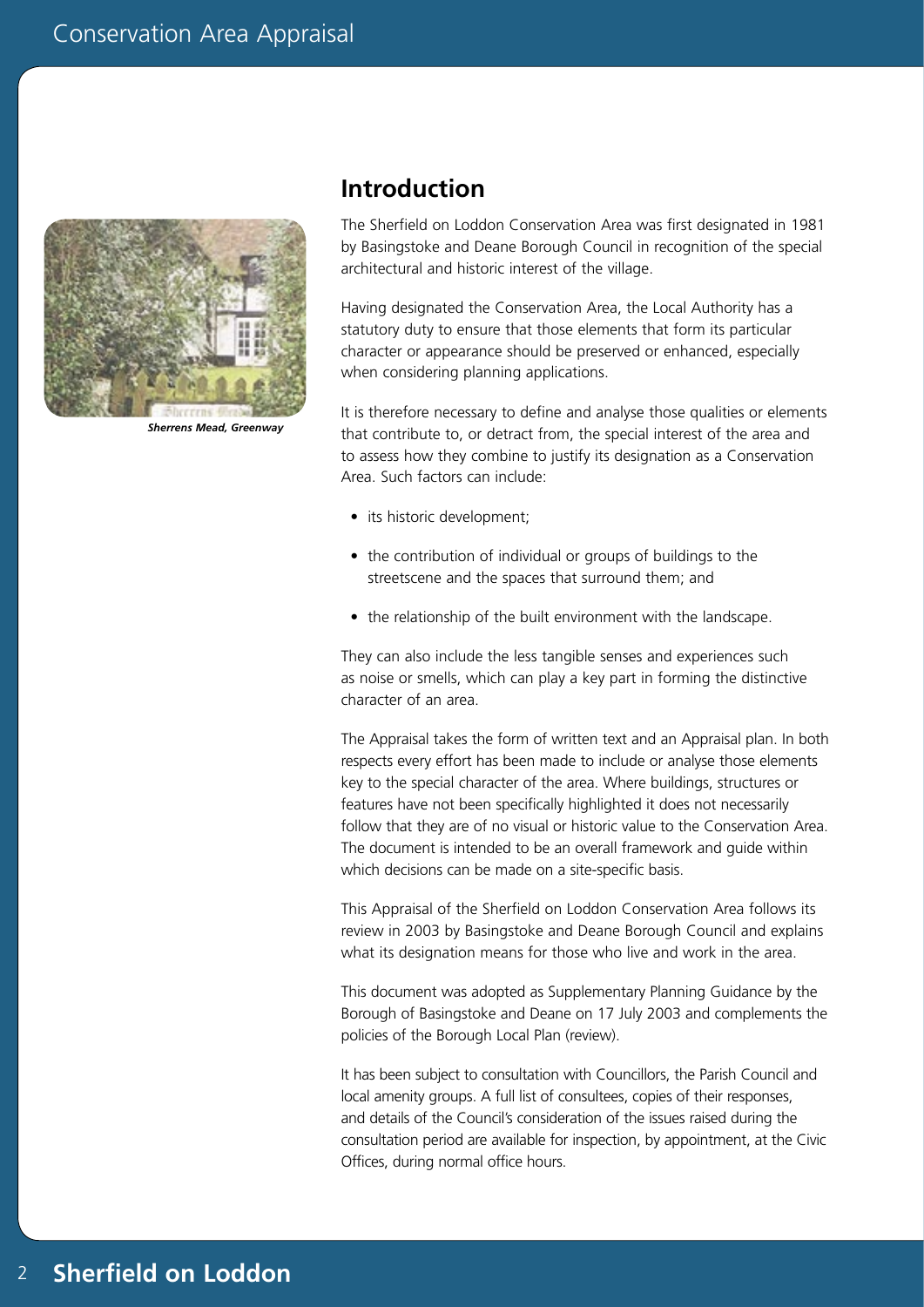## Introduction

*Sherrens Mead, Greenway*

The Sherfield on Loddon Conservation Area was first designated in 1981 by Basingstoke and Deane Borough Council in recognition of the special architectural and historic interest of the village.

Having designated the Conservation Area, the Local Authority has a statutory duty to ensure that those elements that form its particular character or appearance should be preserved or enhanced, especially when considering planning applications.

It is therefore necessary to define and analyse those qualities or elements that contribute to, or detract from, the special interest of the area and to assess how they combine to justify its designation as a Conservation Area. Such factors can include:

- its historic development;
- the contribution of individual or groups of buildings to the streetscene and the spaces that surround them; and
- the relationship of the built environment with the landscape.

They can also include the less tangible senses and experiences such as noise or smells, which can play a key part in forming the distinctive character of an area.

The Appraisal takes the form of written text and an Appraisal plan. In both respects every effort has been made to include or analyse those elements key to the special character of the area. Where buildings, structures or features have not been specifically highlighted it does not necessarily follow that they are of no visual or historic value to the Conservation Area. The document is intended to be an overall framework and guide within which decisions can be made on a site-specific basis.

This Appraisal of the Sherfield on Loddon Conservation Area follows its review in 2003 by Basingstoke and Deane Borough Council and explains what its designation means for those who live and work in the area.

This document was adopted as Supplementary Planning Guidance by the Borough of Basingstoke and Deane on 17 July 2003 and complements the policies of the Borough Local Plan (review).

It has been subject to consultation with Councillors, the Parish Council and local amenity groups. A full list of consultees, copies of their responses, and details of the Council's consideration of the issues raised during the consultation period are available for inspection, by appointment, at the Civic Offices, during normal office hours.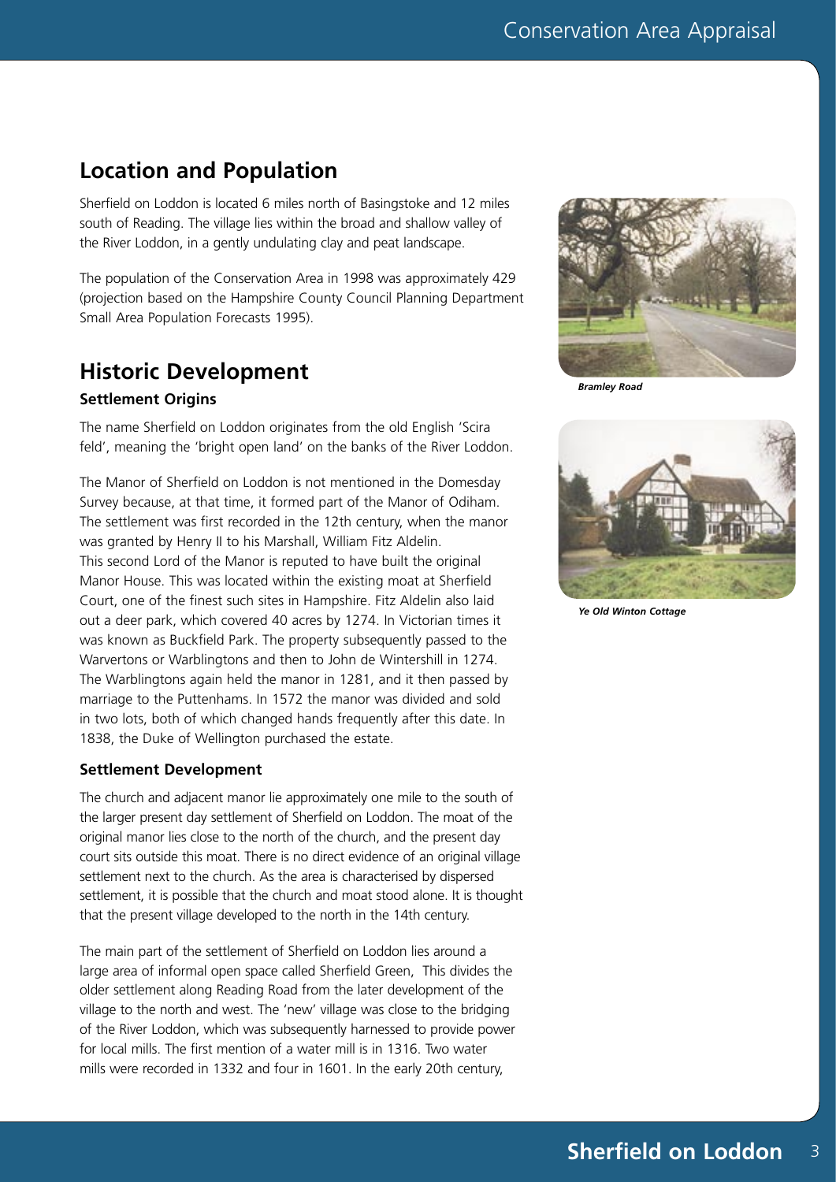## Location and Population

Sherfield on Loddon is located 6 miles north of Basingstoke and 12 miles south of Reading. The village lies within the broad and shallow valley of the River Loddon, in a gently undulating clay and peat landscape.

The population of the Conservation Area in 1998 was approximately 429 (projection based on the Hampshire County Council Planning Department Small Area Population Forecasts 1995).

## Historic Development

### Settlement Origins

The name Sherfield on Loddon originates from the old English 'Scira feld', meaning the 'bright open land' on the banks of the River Loddon.

The Manor of Sherfield on Loddon is not mentioned in the Domesday Survey because, at that time, it formed part of the Manor of Odiham. The settlement was first recorded in the 12th century, when the manor was granted by Henry II to his Marshall, William Fitz Aldelin. This second Lord of the Manor is reputed to have built the original Manor House. This was located within the existing moat at Sherfield Court, one of the finest such sites in Hampshire. Fitz Aldelin also laid out a deer park, which covered 40 acres by 1274. In Victorian times it was known as Buckfield Park. The property subsequently passed to the Warvertons or Warblingtons and then to John de Wintershill in 1274. The Warblingtons again held the manor in 1281, and it then passed by marriage to the Puttenhams. In 1572 the manor was divided and sold in two lots, both of which changed hands frequently after this date. In 1838, the Duke of Wellington purchased the estate.

### Settlement Development

The church and adjacent manor lie approximately one mile to the south of the larger present day settlement of Sherfield on Loddon. The moat of the original manor lies close to the north of the church, and the present day court sits outside this moat. There is no direct evidence of an original village settlement next to the church. As the area is characterised by dispersed settlement, it is possible that the church and moat stood alone. It is thought that the present village developed to the north in the 14th century.

The main part of the settlement of Sherfield on Loddon lies around a large area of informal open space called Sherfield Green, This divides the older settlement along Reading Road from the later development of the village to the north and west. The 'new' village was close to the bridging of the River Loddon, which was subsequently harnessed to provide power for local mills. The first mention of a water mill is in 1316. Two water mills were recorded in 1332 and four in 1601. In the early 20th century,

***Bramley Road***

***Ye Old Winton Cottage***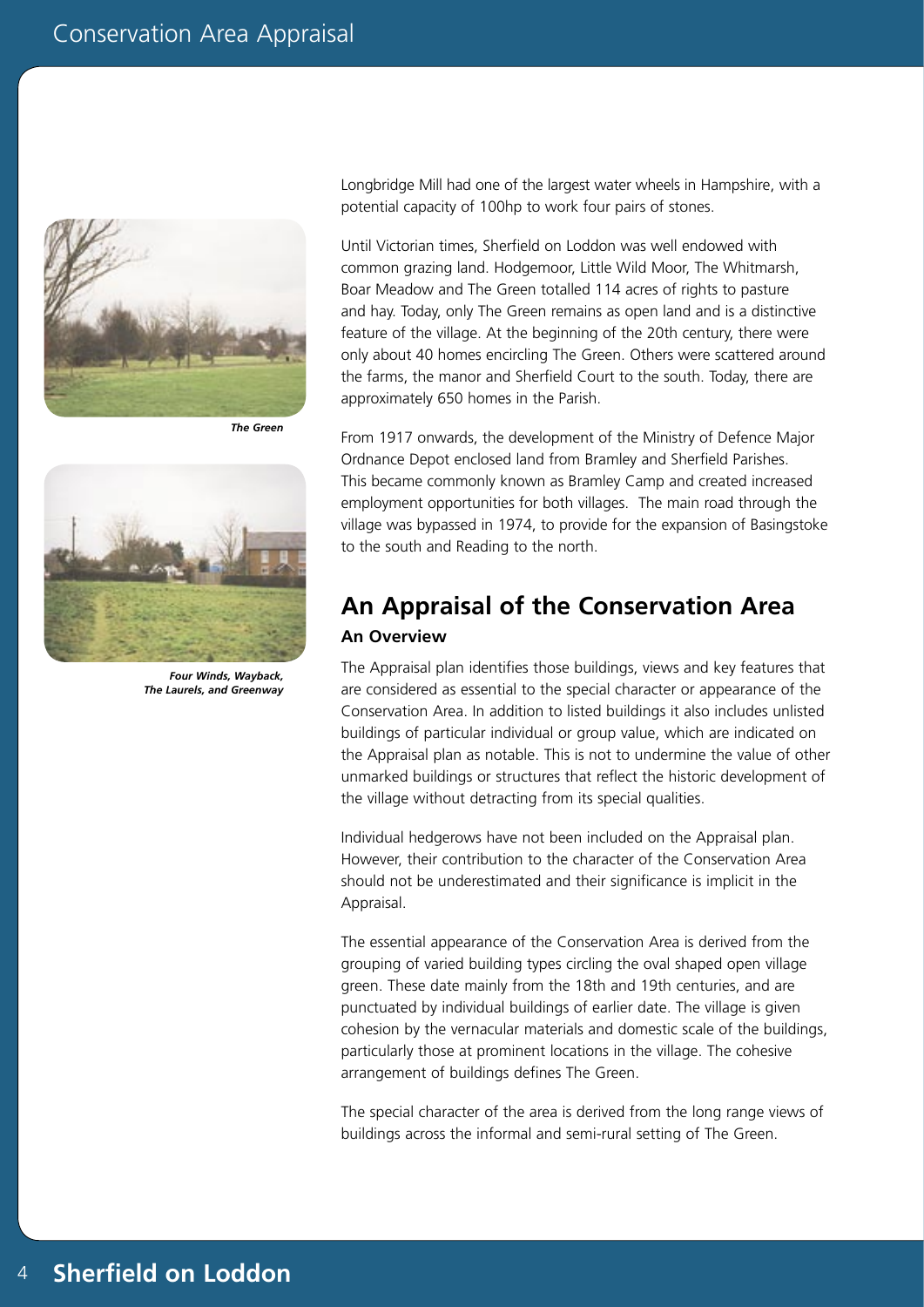Longbridge Mill had one of the largest water wheels in Hampshire, with a potential capacity of 100hp to work four pairs of stones.

Until Victorian times, Sherfield on Loddon was well endowed with common grazing land. Hodgemoor, Little Wild Moor, The Whitmarsh, Boar Meadow and The Green totalled 114 acres of rights to pasture and hay. Today, only The Green remains as open land and is a distinctive feature of the village. At the beginning of the 20th century, there were only about 40 homes encircling The Green. Others were scattered around the farms, the manor and Sherfield Court to the south. Today, there are approximately 650 homes in the Parish.

*The Green*

From 1917 onwards, the development of the Ministry of Defence Major Ordnance Depot enclosed land from Bramley and Sherfield Parishes. This became commonly known as Bramley Camp and created increased employment opportunities for both villages. The main road through the village was bypassed in 1974, to provide for the expansion of Basingstoke to the south and Reading to the north.

*Four Winds, Wayback, The Laurels, and Greenway*

## An Appraisal of the Conservation Area

### An Overview

The Appraisal plan identifies those buildings, views and key features that are considered as essential to the special character or appearance of the Conservation Area. In addition to listed buildings it also includes unlisted buildings of particular individual or group value, which are indicated on the Appraisal plan as notable. This is not to undermine the value of other unmarked buildings or structures that reflect the historic development of the village without detracting from its special qualities.

Individual hedgerows have not been included on the Appraisal plan. However, their contribution to the character of the Conservation Area should not be underestimated and their significance is implicit in the Appraisal.

The essential appearance of the Conservation Area is derived from the grouping of varied building types circling the oval shaped open village green. These date mainly from the 18th and 19th centuries, and are punctuated by individual buildings of earlier date. The village is given cohesion by the vernacular materials and domestic scale of the buildings, particularly those at prominent locations in the village. The cohesive arrangement of buildings defines The Green.

The special character of the area is derived from the long range views of buildings across the informal and semi-rural setting of The Green.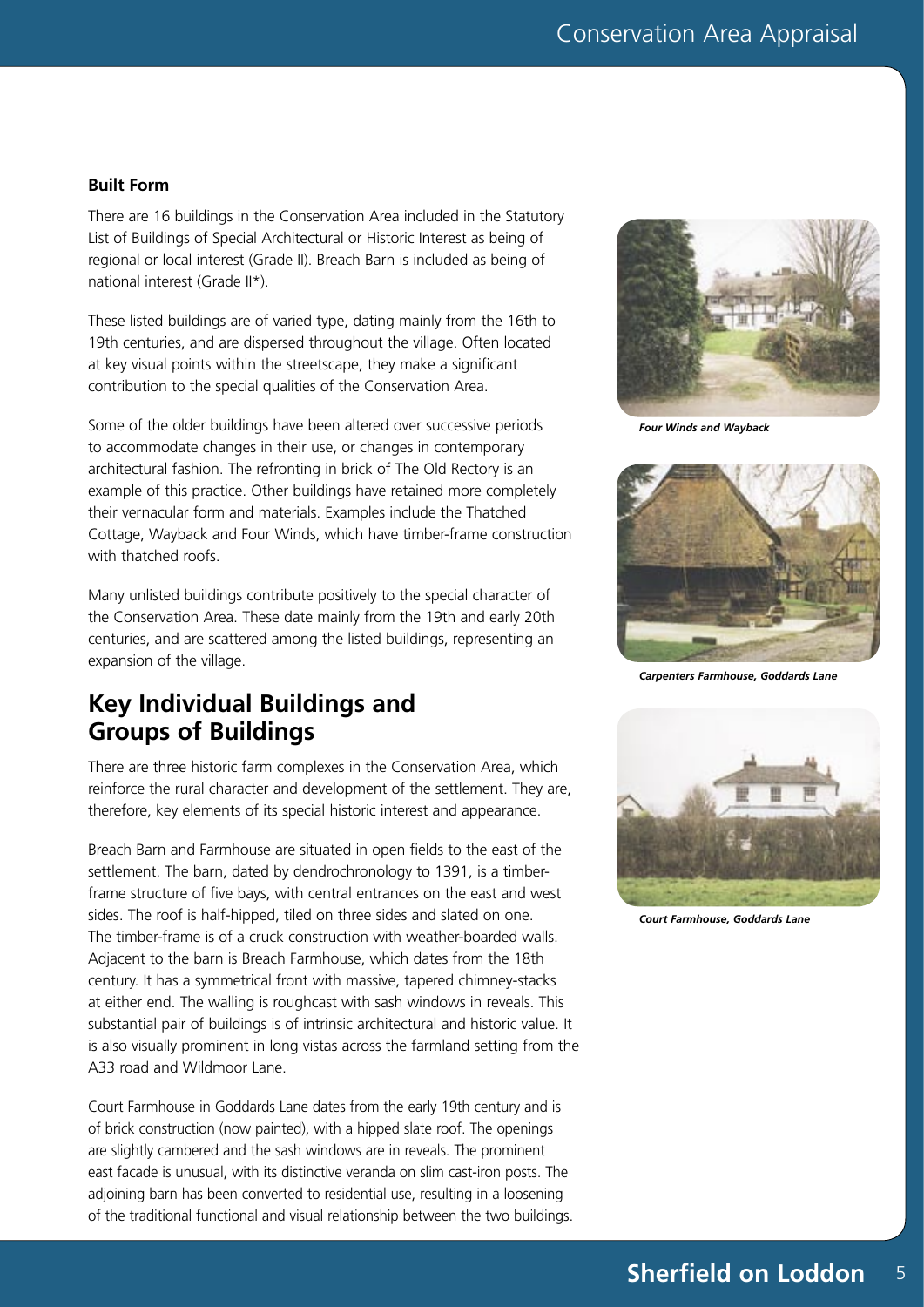### Built Form

There are 16 buildings in the Conservation Area included in the Statutory List of Buildings of Special Architectural or Historic Interest as being of regional or local interest (Grade II). Breach Barn is included as being of national interest (Grade II*).

These listed buildings are of varied type, dating mainly from the 16th to 19th centuries, and are dispersed throughout the village. Often located at key visual points within the streetscape, they make a significant contribution to the special qualities of the Conservation Area.

Some of the older buildings have been altered over successive periods to accommodate changes in their use, or changes in contemporary architectural fashion. The refronting in brick of The Old Rectory is an example of this practice. Other buildings have retained more completely their vernacular form and materials. Examples include the Thatched Cottage, Wayback and Four Winds, which have timber-frame construction with thatched roofs.

Many unlisted buildings contribute positively to the special character of the Conservation Area. These date mainly from the 19th and early 20th centuries, and are scattered among the listed buildings, representing an expansion of the village.

## Key Individual Buildings and Groups of Buildings

There are three historic farm complexes in the Conservation Area, which reinforce the rural character and development of the settlement. They are, therefore, key elements of its special historic interest and appearance.

Breach Barn and Farmhouse are situated in open fields to the east of the settlement. The barn, dated by dendrochronology to 1391, is a timber-frame structure of five bays, with central entrances on the east and west sides. The roof is half-hipped, tiled on three sides and slated on one. The timber-frame is of a cruck construction with weather-boarded walls. Adjacent to the barn is Breach Farmhouse, which dates from the 18th century. It has a symmetrical front with massive, tapered chimney-stacks at either end. The walling is roughcast with sash windows in reveals. This substantial pair of buildings is of intrinsic architectural and historic value. It is also visually prominent in long vistas across the farmland setting from the A33 road and Wildmoor Lane.

Court Farmhouse in Goddards Lane dates from the early 19th century and is of brick construction (now painted), with a hipped slate roof. The openings are slightly cambered and the sash windows are in reveals. The prominent east facade is unusual, with its distinctive veranda on slim cast-iron posts. The adjoining barn has been converted to residential use, resulting in a loosening of the traditional functional and visual relationship between the two buildings.

***Four Winds and Wayback***

***Carpenters Farmhouse, Goddards Lane***

***Court Farmhouse, Goddards Lane***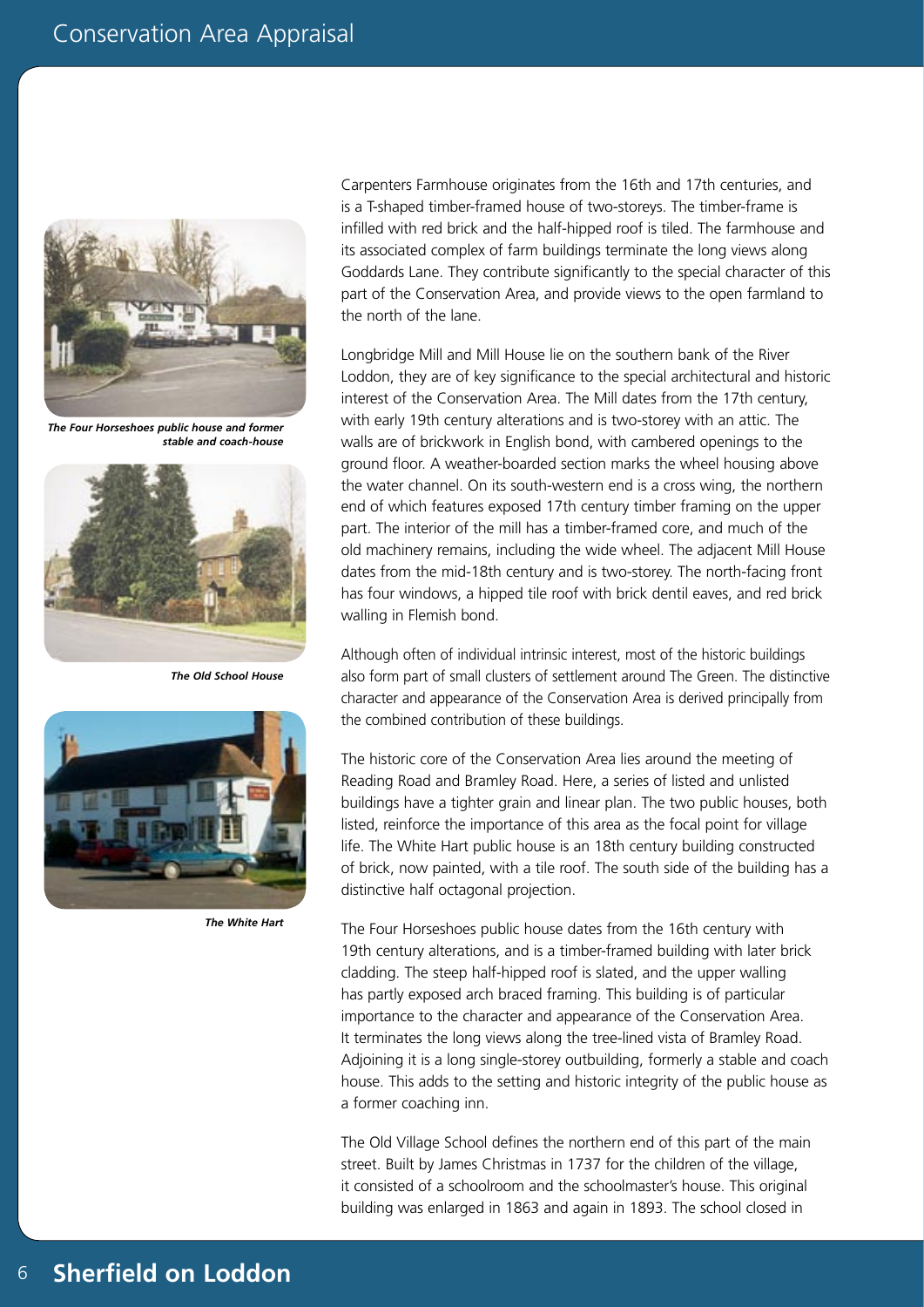*The Four Horseshoes public house and former stable and coach-house*

*The Old School House*

*The White Hart*

Carpenters Farmhouse originates from the 16th and 17th centuries, and is a T-shaped timber-framed house of two-storeys. The timber-frame is infilled with red brick and the half-hipped roof is tiled. The farmhouse and its associated complex of farm buildings terminate the long views along Goddards Lane. They contribute significantly to the special character of this part of the Conservation Area, and provide views to the open farmland to the north of the lane.

Longbridge Mill and Mill House lie on the southern bank of the River Loddon, they are of key significance to the special architectural and historic interest of the Conservation Area. The Mill dates from the 17th century, with early 19th century alterations and is two-storey with an attic. The walls are of brickwork in English bond, with cambered openings to the ground floor. A weather-boarded section marks the wheel housing above the water channel. On its south-western end is a cross wing, the northern end of which features exposed 17th century timber framing on the upper part. The interior of the mill has a timber-framed core, and much of the old machinery remains, including the wide wheel. The adjacent Mill House dates from the mid-18th century and is two-storey. The north-facing front has four windows, a hipped tile roof with brick dentil eaves, and red brick walling in Flemish bond.

Although often of individual intrinsic interest, most of the historic buildings also form part of small clusters of settlement around The Green. The distinctive character and appearance of the Conservation Area is derived principally from the combined contribution of these buildings.

The historic core of the Conservation Area lies around the meeting of Reading Road and Bramley Road. Here, a series of listed and unlisted buildings have a tighter grain and linear plan. The two public houses, both listed, reinforce the importance of this area as the focal point for village life. The White Hart public house is an 18th century building constructed of brick, now painted, with a tile roof. The south side of the building has a distinctive half octagonal projection.

The Four Horseshoes public house dates from the 16th century with 19th century alterations, and is a timber-framed building with later brick cladding. The steep half-hipped roof is slated, and the upper walling has partly exposed arch braced framing. This building is of particular importance to the character and appearance of the Conservation Area. It terminates the long views along the tree-lined vista of Bramley Road. Adjoining it is a long single-storey outbuilding, formerly a stable and coach house. This adds to the setting and historic integrity of the public house as a former coaching inn.

The Old Village School defines the northern end of this part of the main street. Built by James Christmas in 1737 for the children of the village, it consisted of a schoolroom and the schoolmaster's house. This original building was enlarged in 1863 and again in 1893. The school closed in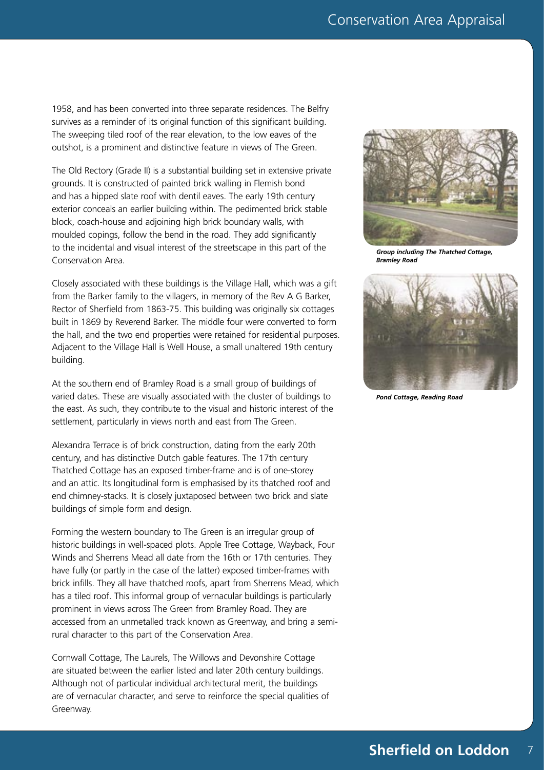1958, and has been converted into three separate residences. The Belfry survives as a reminder of its original function of this significant building. The sweeping tiled roof of the rear elevation, to the low eaves of the outshot, is a prominent and distinctive feature in views of The Green.

The Old Rectory (Grade II) is a substantial building set in extensive private grounds. It is constructed of painted brick walling in Flemish bond and has a hipped slate roof with dentil eaves. The early 19th century exterior conceals an earlier building within. The pedimented brick stable block, coach-house and adjoining high brick boundary walls, with moulded copings, follow the bend in the road. They add significantly to the incidental and visual interest of the streetscape in this part of the Conservation Area.

Closely associated with these buildings is the Village Hall, which was a gift from the Barker family to the villagers, in memory of the Rev A G Barker, Rector of Sherfield from 1863-75. This building was originally six cottages built in 1869 by Reverend Barker. The middle four were converted to form the hall, and the two end properties were retained for residential purposes. Adjacent to the Village Hall is Well House, a small unaltered 19th century building.

At the southern end of Bramley Road is a small group of buildings of varied dates. These are visually associated with the cluster of buildings to the east. As such, they contribute to the visual and historic interest of the settlement, particularly in views north and east from The Green.

Alexandra Terrace is of brick construction, dating from the early 20th century, and has distinctive Dutch gable features. The 17th century Thatched Cottage has an exposed timber-frame and is of one-storey and an attic. Its longitudinal form is emphasised by its thatched roof and end chimney-stacks. It is closely juxtaposed between two brick and slate buildings of simple form and design.

Forming the western boundary to The Green is an irregular group of historic buildings in well-spaced plots. Apple Tree Cottage, Wayback, Four Winds and Sherrens Mead all date from the 16th or 17th centuries. They have fully (or partly in the case of the latter) exposed timber-frames with brick infills. They all have thatched roofs, apart from Sherrens Mead, which has a tiled roof. This informal group of vernacular buildings is particularly prominent in views across The Green from Bramley Road. They are accessed from an unmetalled track known as Greenway, and bring a semi-rural character to this part of the Conservation Area.

Cornwall Cottage, The Laurels, The Willows and Devonshire Cottage are situated between the earlier listed and later 20th century buildings. Although not of particular individual architectural merit, the buildings are of vernacular character, and serve to reinforce the special qualities of Greenway.

***Group including The Thatched Cottage, Bramley Road***

***Pond Cottage, Reading Road***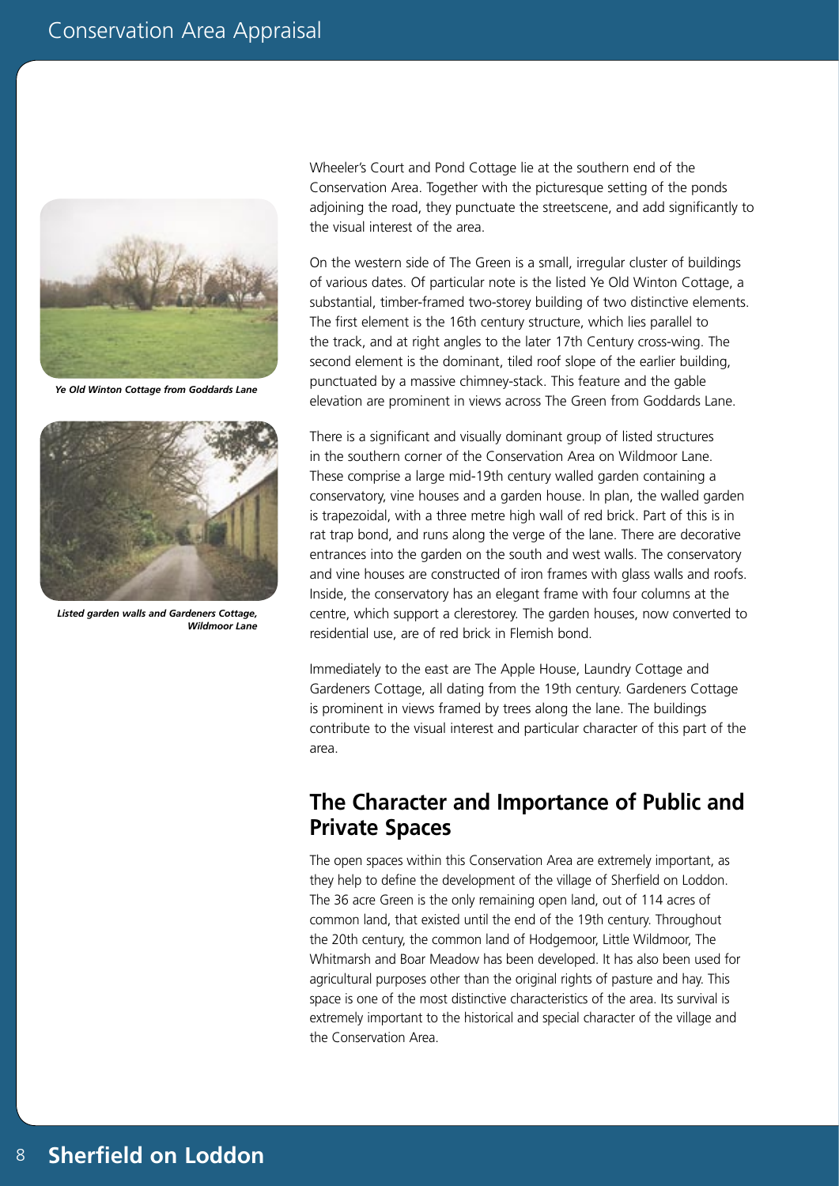*Ye Old Winton Cottage from Goddards Lane*

*Listed garden walls and Gardeners Cottage, Wildmoor Lane*

Wheeler's Court and Pond Cottage lie at the southern end of the Conservation Area. Together with the picturesque setting of the ponds adjoining the road, they punctuate the streetscene, and add significantly to the visual interest of the area.

On the western side of The Green is a small, irregular cluster of buildings of various dates. Of particular note is the listed Ye Old Winton Cottage, a substantial, timber-framed two-storey building of two distinctive elements. The first element is the 16th century structure, which lies parallel to the track, and at right angles to the later 17th Century cross-wing. The second element is the dominant, tiled roof slope of the earlier building, punctuated by a massive chimney-stack. This feature and the gable elevation are prominent in views across The Green from Goddards Lane.

There is a significant and visually dominant group of listed structures in the southern corner of the Conservation Area on Wildmoor Lane. These comprise a large mid-19th century walled garden containing a conservatory, vine houses and a garden house. In plan, the walled garden is trapezoidal, with a three metre high wall of red brick. Part of this is in rat trap bond, and runs along the verge of the lane. There are decorative entrances into the garden on the south and west walls. The conservatory and vine houses are constructed of iron frames with glass walls and roofs. Inside, the conservatory has an elegant frame with four columns at the centre, which support a clerestorey. The garden houses, now converted to residential use, are of red brick in Flemish bond.

Immediately to the east are The Apple House, Laundry Cottage and Gardeners Cottage, all dating from the 19th century. Gardeners Cottage is prominent in views framed by trees along the lane. The buildings contribute to the visual interest and particular character of this part of the area.

## The Character and Importance of Public and Private Spaces

The open spaces within this Conservation Area are extremely important, as they help to define the development of the village of Sherfield on Loddon. The 36 acre Green is the only remaining open land, out of 114 acres of common land, that existed until the end of the 19th century. Throughout the 20th century, the common land of Hodgemoor, Little Wildmoor, The Whitmarsh and Boar Meadow has been developed. It has also been used for agricultural purposes other than the original rights of pasture and hay. This space is one of the most distinctive characteristics of the area. Its survival is extremely important to the historical and special character of the village and the Conservation Area.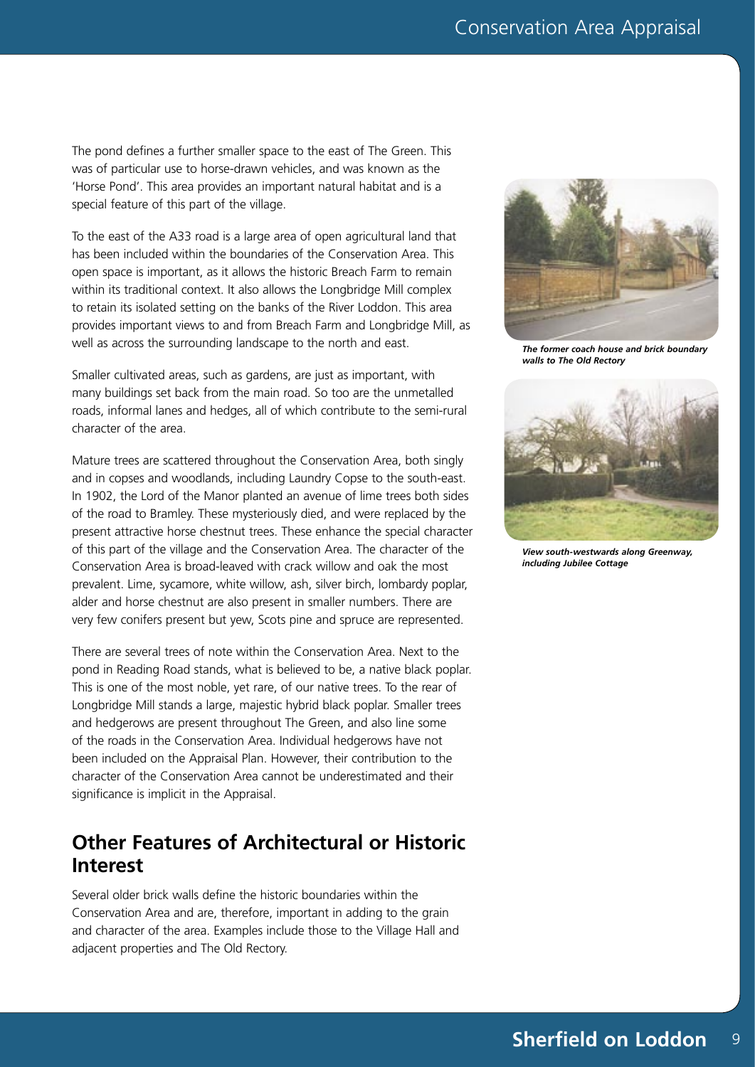The pond defines a further smaller space to the east of The Green. This was of particular use to horse-drawn vehicles, and was known as the 'Horse Pond'. This area provides an important natural habitat and is a special feature of this part of the village.

To the east of the A33 road is a large area of open agricultural land that has been included within the boundaries of the Conservation Area. This open space is important, as it allows the historic Breach Farm to remain within its traditional context. It also allows the Longbridge Mill complex to retain its isolated setting on the banks of the River Loddon. This area provides important views to and from Breach Farm and Longbridge Mill, as well as across the surrounding landscape to the north and east.

Smaller cultivated areas, such as gardens, are just as important, with many buildings set back from the main road. So too are the unmetalled roads, informal lanes and hedges, all of which contribute to the semi-rural character of the area.

Mature trees are scattered throughout the Conservation Area, both singly and in copses and woodlands, including Laundry Copse to the south-east. In 1902, the Lord of the Manor planted an avenue of lime trees both sides of the road to Bramley. These mysteriously died, and were replaced by the present attractive horse chestnut trees. These enhance the special character of this part of the village and the Conservation Area. The character of the Conservation Area is broad-leaved with crack willow and oak the most prevalent. Lime, sycamore, white willow, ash, silver birch, lombardy poplar, alder and horse chestnut are also present in smaller numbers. There are very few conifers present but yew, Scots pine and spruce are represented.

There are several trees of note within the Conservation Area. Next to the pond in Reading Road stands, what is believed to be, a native black poplar. This is one of the most noble, yet rare, of our native trees. To the rear of Longbridge Mill stands a large, majestic hybrid black poplar. Smaller trees and hedgerows are present throughout The Green, and also line some of the roads in the Conservation Area. Individual hedgerows have not been included on the Appraisal Plan. However, their contribution to the character of the Conservation Area cannot be underestimated and their significance is implicit in the Appraisal.

## Other Features of Architectural or Historic Interest

Several older brick walls define the historic boundaries within the Conservation Area and are, therefore, important in adding to the grain and character of the area. Examples include those to the Village Hall and adjacent properties and The Old Rectory.

***The former coach house and brick boundary walls to The Old Rectory***

***View south-westwards along Greenway, including Jubilee Cottage***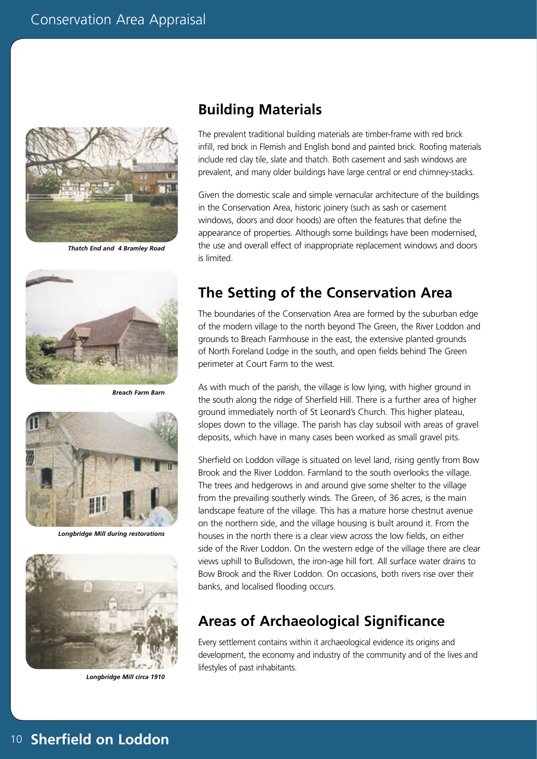*Thatch End and 4 Bramley Road*

*Breach Farm Barn*

*Longbridge Mill during restorations*

*Longbridge Mill circa 1910*

## Building Materials

The prevalent traditional building materials are timber-frame with red brick infill, red brick in Flemish and English bond and painted brick. Roofing materials include red clay tile, slate and thatch. Both casement and sash windows are prevalent, and many older buildings have large central or end chimney-stacks.

Given the domestic scale and simple vernacular architecture of the buildings in the Conservation Area, historic joinery (such as sash or casement windows, doors and door hoods) are often the features that define the appearance of properties. Although some buildings have been modernised, the use and overall effect of inappropriate replacement windows and doors is limited.

## The Setting of the Conservation Area

The boundaries of the Conservation Area are formed by the suburban edge of the modern village to the north beyond The Green, the River Loddon and grounds to Breach Farmhouse in the east, the extensive planted grounds of North Foreland Lodge in the south, and open fields behind The Green perimeter at Court Farm to the west.

As with much of the parish, the village is low lying, with higher ground in the south along the ridge of Sherfield Hill. There is a further area of higher ground immediately north of St Leonard's Church. This higher plateau, slopes down to the village. The parish has clay subsoil with areas of gravel deposits, which have in many cases been worked as small gravel pits.

Sherfield on Loddon village is situated on level land, rising gently from Bow Brook and the River Loddon. Farmland to the south overlooks the village. The trees and hedgerows in and around give some shelter to the village from the prevailing southerly winds. The Green, of 36 acres, is the main landscape feature of the village. This has a mature horse chestnut avenue on the northern side, and the village housing is built around it. From the houses in the north there is a clear view across the low fields, on either side of the River Loddon. On the western edge of the village there are clear views uphill to Bullsdown, the iron-age hill fort. All surface water drains to Bow Brook and the River Loddon. On occasions, both rivers rise over their banks, and localised flooding occurs.

## Areas of Archaeological Significance

Every settlement contains within it archaeological evidence its origins and development, the economy and industry of the community and of the lives and lifestyles of past inhabitants.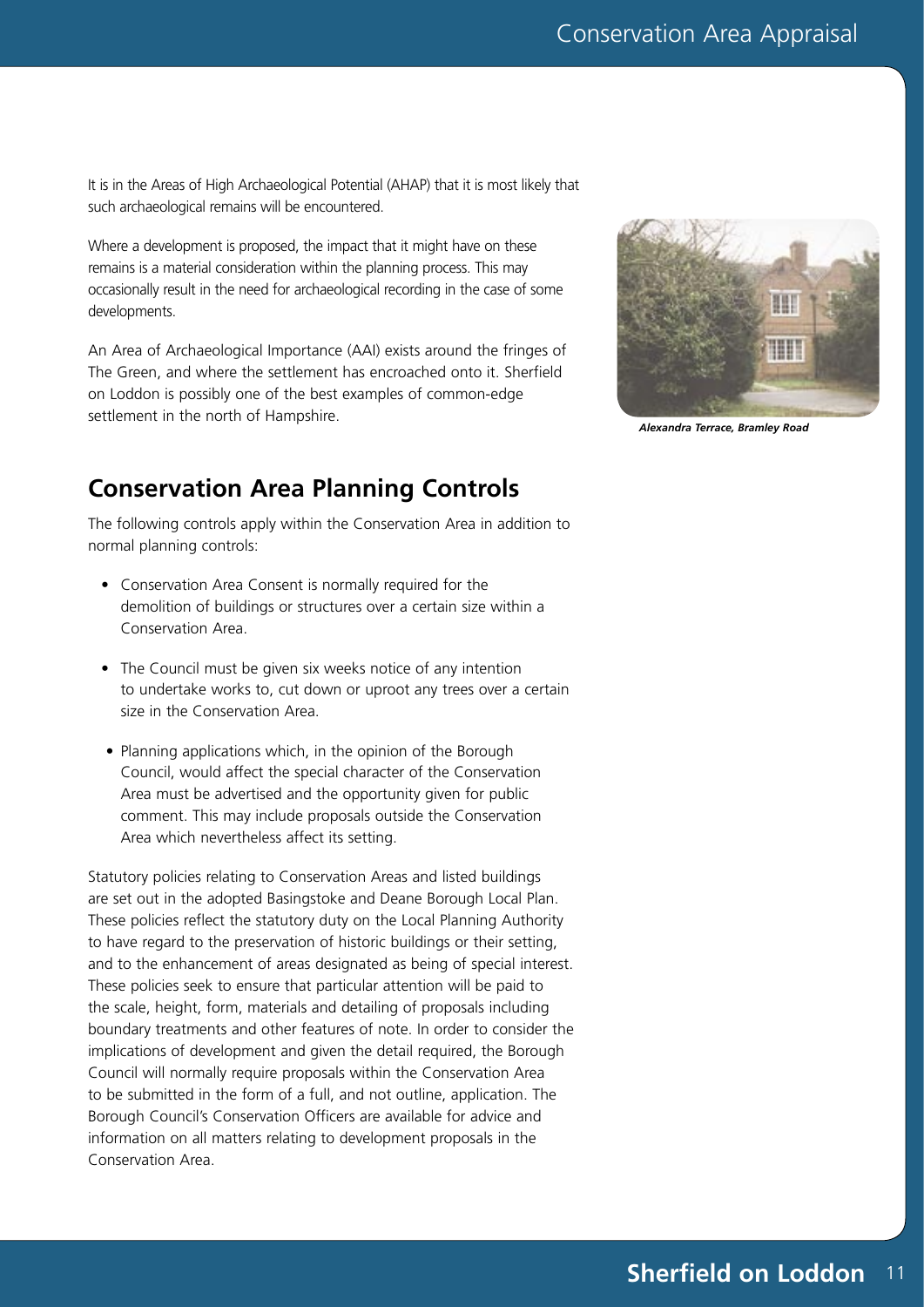It is in the Areas of High Archaeological Potential (AHAP) that it is most likely that such archaeological remains will be encountered.

Where a development is proposed, the impact that it might have on these remains is a material consideration within the planning process. This may occasionally result in the need for archaeological recording in the case of some developments.

An Area of Archaeological Importance (AAI) exists around the fringes of The Green, and where the settlement has encroached onto it. Sherfield on Loddon is possibly one of the best examples of common-edge settlement in the north of Hampshire.

***Alexandra Terrace, Bramley Road***

## Conservation Area Planning Controls

The following controls apply within the Conservation Area in addition to normal planning controls:

- Conservation Area Consent is normally required for the demolition of buildings or structures over a certain size within a Conservation Area.
- The Council must be given six weeks notice of any intention to undertake works to, cut down or uproot any trees over a certain size in the Conservation Area.
- Planning applications which, in the opinion of the Borough Council, would affect the special character of the Conservation Area must be advertised and the opportunity given for public comment. This may include proposals outside the Conservation Area which nevertheless affect its setting.

Statutory policies relating to Conservation Areas and listed buildings are set out in the adopted Basingstoke and Deane Borough Local Plan. These policies reflect the statutory duty on the Local Planning Authority to have regard to the preservation of historic buildings or their setting, and to the enhancement of areas designated as being of special interest. These policies seek to ensure that particular attention will be paid to the scale, height, form, materials and detailing of proposals including boundary treatments and other features of note. In order to consider the implications of development and given the detail required, the Borough Council will normally require proposals within the Conservation Area to be submitted in the form of a full, and not outline, application. The Borough Council's Conservation Officers are available for advice and information on all matters relating to development proposals in the Conservation Area.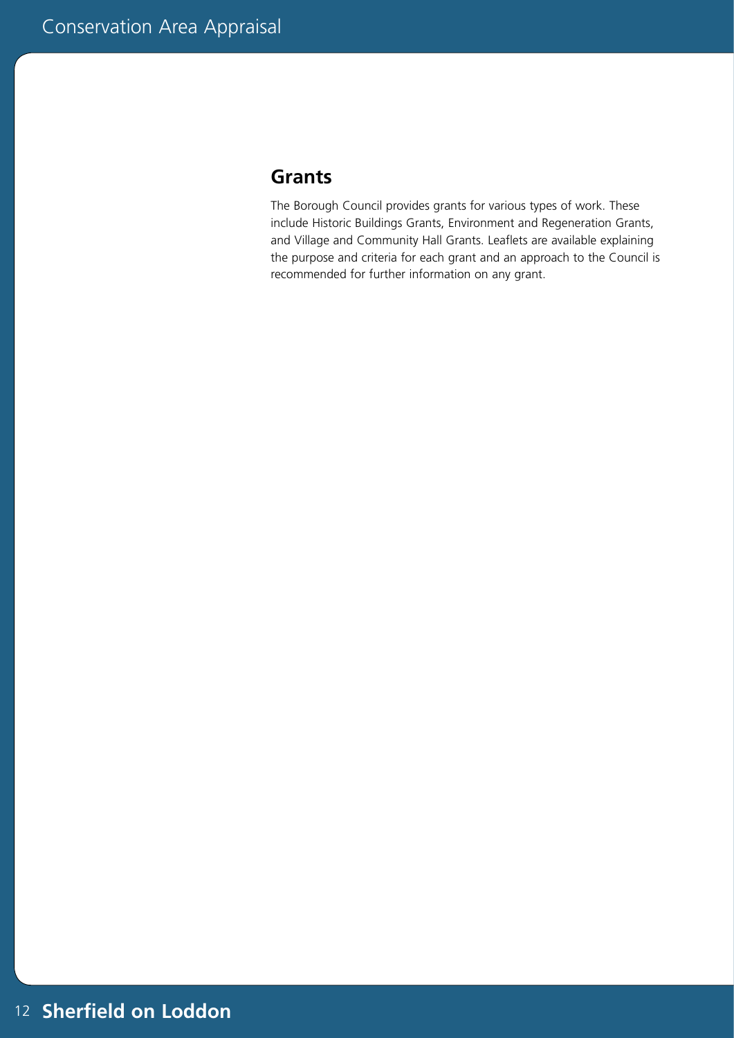## Grants

The Borough Council provides grants for various types of work. These include Historic Buildings Grants, Environment and Regeneration Grants, and Village and Community Hall Grants. Leaflets are available explaining the purpose and criteria for each grant and an approach to the Council is recommended for further information on any grant.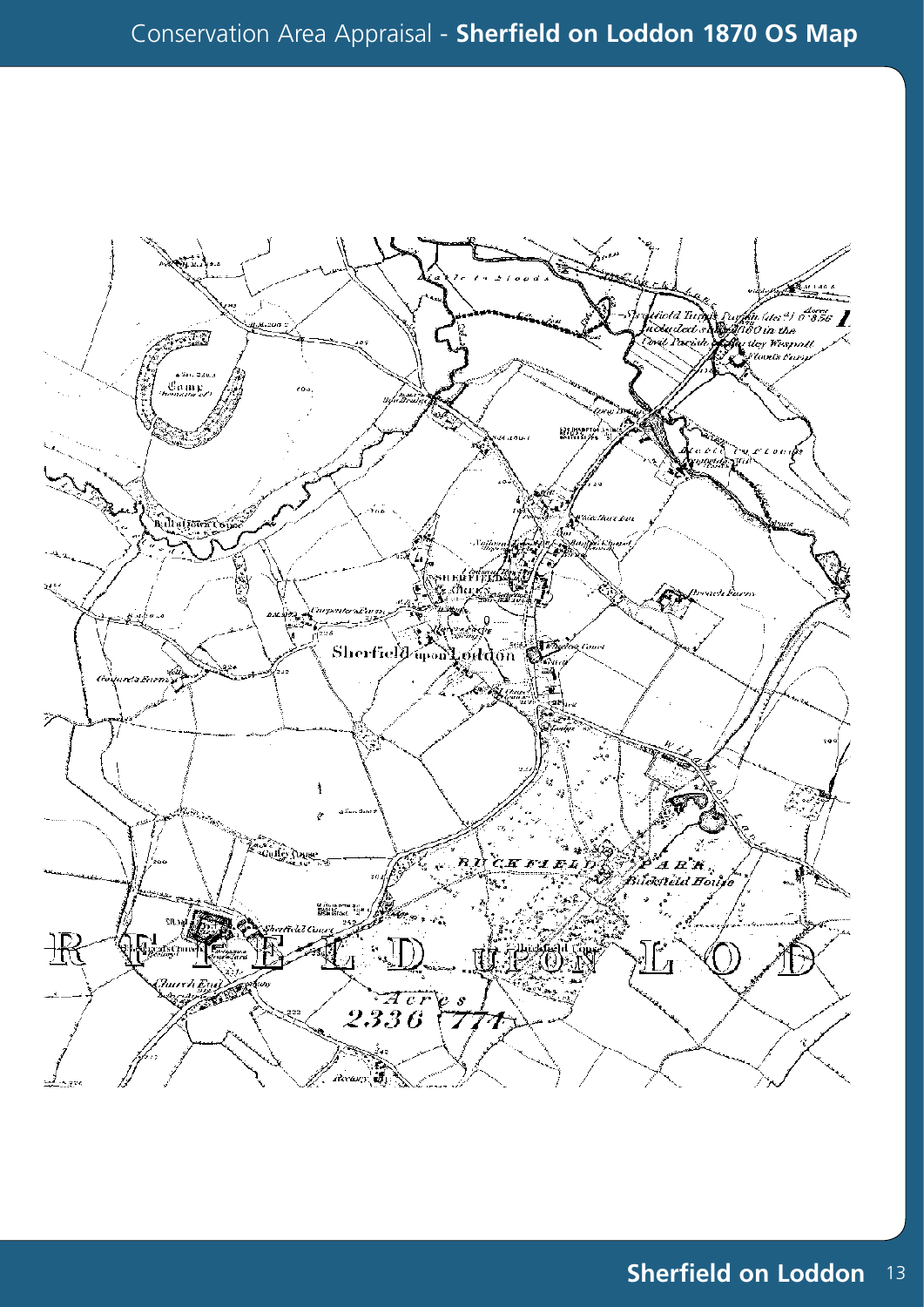# Sherfield on Loddon 1870 OS Map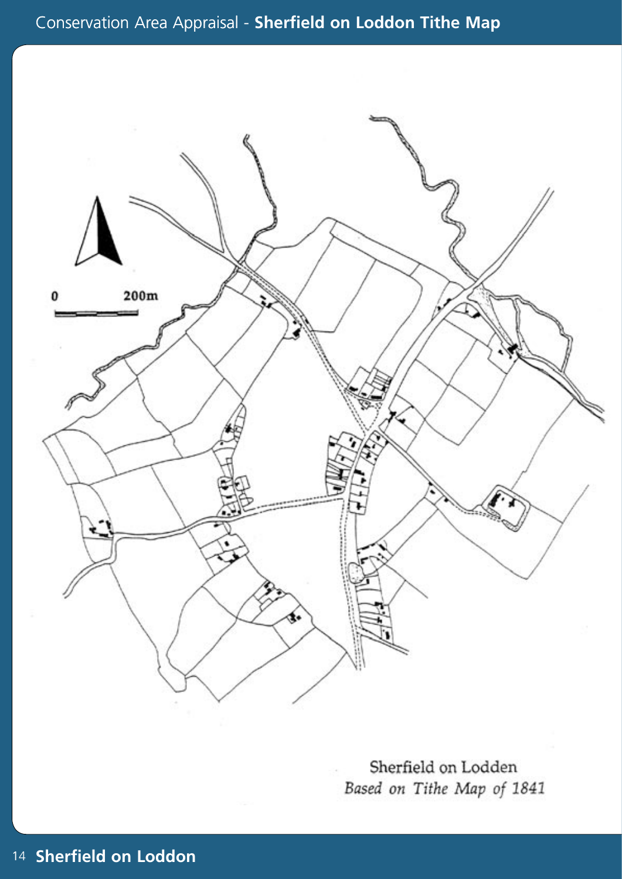0 200m

Sherfield on Lodden
*Based on Tithe Map of 1841*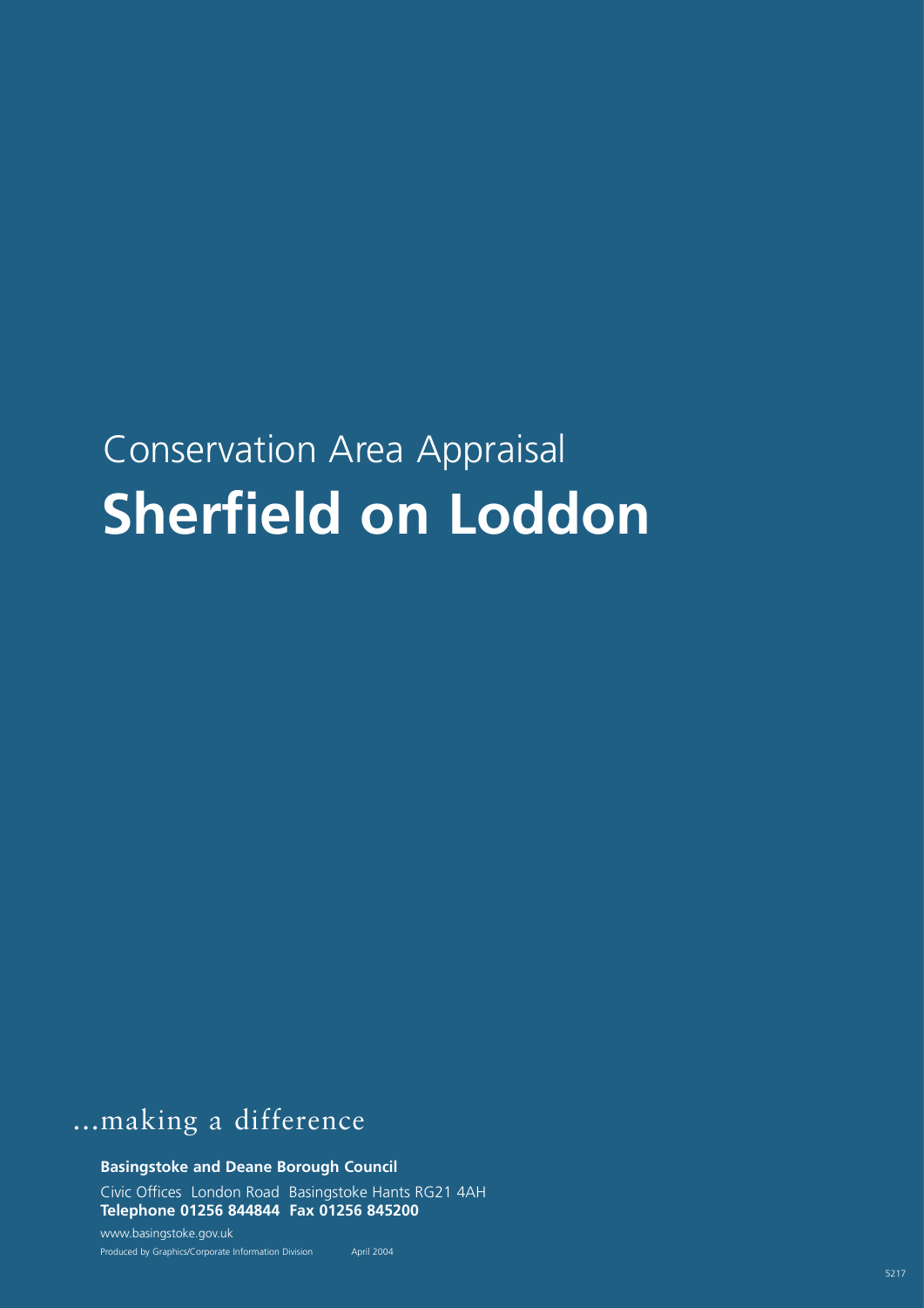Conservation Area Appraisal

# Sherfield on Loddon

...making a difference

**Basingstoke and Deane Borough Council**

Civic Offices London Road Basingstoke Hants RG21 4AH
**Telephone 01256 844844 Fax 01256 845200**

www.basingstoke.gov.uk

Produced by Graphics/Corporate Information Division April 2004

5217